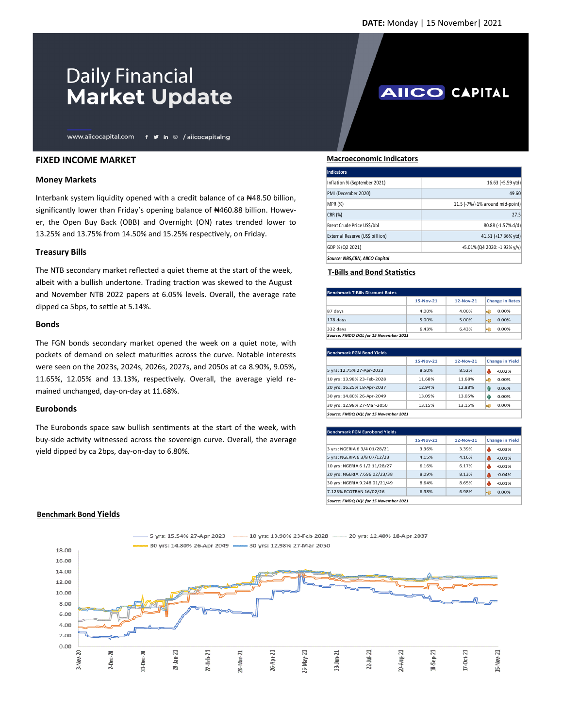DATE: Monday | 15 November| 2021

# Daily Financial Market Update

AIICO CAPITAL

www.aiicocapital.com / aiicocapitalng

## FIXED INCOME MARKET

### Money Markets

Interbank system liquidity opened with a credit balance of ca ₦48.50 billion, significantly lower than Friday's opening balance of ₦460.88 billion. However, the Open Buy Back (OBB) and Overnight (ON) rates trended lower to 13.25% and 13.75% from 14.50% and 15.25% respectively, on Friday.

### Treasury Bills

The NTB secondary market reflected a quiet theme at the start of the week, albeit with a bullish undertone. Trading traction was skewed to the August and November NTB 2022 papers at 6.05% levels. Overall, the average rate dipped ca 5bps, to settle at 5.14%.

### Bonds

The FGN bonds secondary market opened the week on a quiet note, with pockets of demand on select maturities across the curve. Notable interests were seen on the 2023s, 2024s, 2026s, 2027s, and 2050s at ca 8.90%, 9.05%, 11.65%, 12.05% and 13.13%, respectively. Overall, the average yield remained unchanged, day-on-day at 11.68%.

### Eurobonds

The Eurobonds space saw bullish sentiments at the start of the week, with buy-side activity witnessed across the sovereign curve. Overall, the average yield dipped by ca 2bps, day-on-day to 6.80%.

## Macroeconomic Indicators

| Indicators | |
|---|---|
| Inflation % (September 2021) | 16.63 (+5.59 ytd) |
| PMI (December 2020) | 49.60 |
| MPR (%) | 11.5 (-7%/+1% around mid-point) |
| CRR (%) | 27.5 |
| Brent Crude Price US$/bbl | 80.88 (-1.57% d/d) |
| External Reserve (US$'billion) | 41.51 (+17.36% ytd) |
| GDP % (Q2 2021) | +5.01% (Q4 2020: -1.92% y/y) |

*Source: NBS,CBN, AIICO Capital*

## T-Bills and Bond Statistics

| Benchmark T-Bills Discount Rates | 15-Nov-21 | 12-Nov-21 | Change in Rates |
|---|---|---|---|
| 87 days | 4.00% | 4.00% | 0.00% |
| 178 days | 5.00% | 5.00% | 0.00% |
| 332 days | 6.43% | 6.43% | 0.00% |

*Source: FMDQ DQL for 15 November 2021*

| Benchmark FGN Bond Yields | 15-Nov-21 | 12-Nov-21 | Change in Yield |
|---|---|---|---|
| 5 yrs: 12.75% 27-Apr-2023 | 8.50% | 8.52% | -0.02% |
| 10 yrs: 13.98% 23-Feb-2028 | 11.68% | 11.68% | 0.00% |
| 20 yrs: 16.25% 18-Apr-2037 | 12.94% | 12.88% | 0.06% |
| 30 yrs: 14.80% 26-Apr-2049 | 13.05% | 13.05% | 0.00% |
| 30 yrs: 12.98% 27-Mar-2050 | 13.15% | 13.15% | 0.00% |

*Source: FMDQ DQL for 15 November 2021*

| Benchmark FGN Eurobond Yields | 15-Nov-21 | 12-Nov-21 | Change in Yield |
|---|---|---|---|
| 3 yrs: NGERIA 6 3/4 01/28/21 | 3.36% | 3.39% | -0.03% |
| 5 yrs: NGERIA 6 3/8 07/12/23 | 4.15% | 4.16% | -0.01% |
| 10 yrs: NGERIA 6 1/2 11/28/27 | 6.16% | 6.17% | -0.01% |
| 20 yrs: NGERIA 7.696 02/23/38 | 8.09% | 8.13% | -0.04% |
| 30 yrs: NGERIA 9.248 01/21/49 | 8.64% | 8.65% | -0.01% |
| 7.125% ECOTRAN 16/02/26 | 6.98% | 6.98% | 0.00% |

*Source: FMDQ DQL for 15 November 2021*

## Benchmark Bond Yields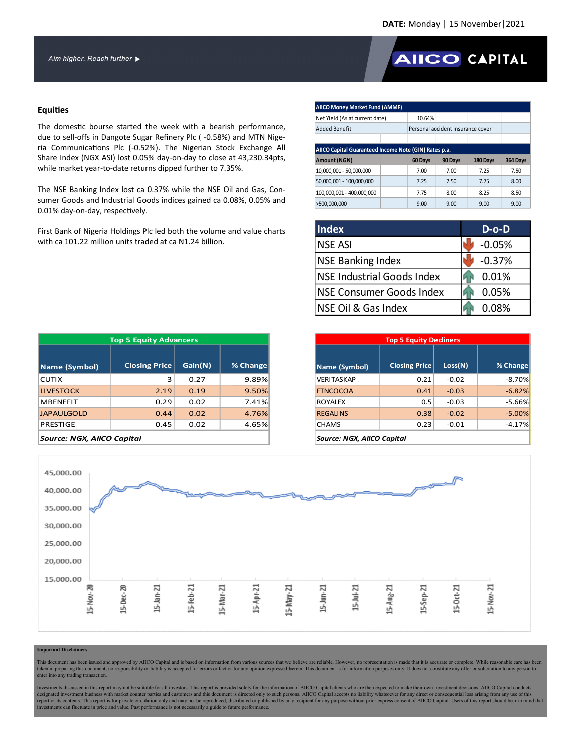**DATE:** Monday | 15 November|2021

Aim higher. Reach further ▶

AIICO CAPITAL

## Equities

The domestic bourse started the week with a bearish performance, due to sell-offs in Dangote Sugar Refinery Plc ( -0.58%) and MTN Nigeria Communications Plc (-0.52%). The Nigerian Stock Exchange All Share Index (NGX ASI) lost 0.05% day-on-day to close at 43,230.34pts, while market year-to-date returns dipped further to 7.35%.

The NSE Banking Index lost ca 0.37% while the NSE Oil and Gas, Consumer Goods and Industrial Goods indices gained ca 0.08%, 0.05% and 0.01% day-on-day, respectively.

First Bank of Nigeria Holdings Plc led both the volume and value charts with ca 101.22 million units traded at ca ₦1.24 billion.

| AIICO Money Market Fund (AMMF) | |
|---|---|
| Net Yield (As at current date) | 10.64% |
| Added Benefit | Personal accident insurance cover |

| AIICO Capital Guaranteed Income Note (GIN) Rates p.a. | | | | |
|---|---|---|---|---|
| Amount (NGN) | 60 Days | 90 Days | 180 Days | 364 Days |
| 10,000,001 - 50,000,000 | 7.00 | 7.00 | 7.25 | 7.50 |
| 50,000,001 - 100,000,000 | 7.25 | 7.50 | 7.75 | 8.00 |
| 100,000,001 - 400,000,000 | 7.75 | 8.00 | 8.25 | 8.50 |
| >500,000,000 | 9.00 | 9.00 | 9.00 | 9.00 |

| Index | D-o-D |
|---|---|
| NSE ASI | -0.05% |
| NSE Banking Index | -0.37% |
| NSE Industrial Goods Index | 0.01% |
| NSE Consumer Goods Index | 0.05% |
| NSE Oil & Gas Index | 0.08% |

| Top 5 Equity Advancers | | | |
|---|---|---|---|
| Name (Symbol) | Closing Price | Gain(N) | % Change |
| CUTIX | 3 | 0.27 | 9.89% |
| LIVESTOCK | 2.19 | 0.19 | 9.50% |
| MBENEFIT | 0.29 | 0.02 | 7.41% |
| JAPAULGOLD | 0.44 | 0.02 | 4.76% |
| PRESTIGE | 0.45 | 0.02 | 4.65% |

*Source: NGX, AIICO Capital*

| Top 5 Equity Decliners | | | |
|---|---|---|---|
| Name (Symbol) | Closing Price | Loss(N) | % Change |
| VERITASKAP | 0.21 | -0.02 | -8.70% |
| FTNCOCOA | 0.41 | -0.03 | -6.82% |
| ROYALEX | 0.5 | -0.03 | -5.66% |
| REGALINS | 0.38 | -0.02 | -5.00% |
| CHAMS | 0.23 | -0.01 | -4.17% |

*Source: NGX, AIICO Capital*

45,000.00
40,000.00
35,000.00
30,000.00
25,000.00
20,000.00
15,000.00

15-Nov-20 15-Dec-20 15-Jan-21 15-Feb-21 15-Mar-21 15-Apr-21 15-May-21 15-Jun-21 15-Jul-21 15-Aug-21 15-Sep-21 15-Oct-21 15-Nov-21

**Important Disclaimers**

This document has been issued and approved by AIICO Capital and is based on information from various sources that we believe are reliable. However, no representation is made that it is accurate or complete. While reasonable care has been taken in preparing this document, no responsibility or liability is accepted for errors or fact or for any opinion expressed herein. This document is for information purposes only. It does not constitute any offer or solicitation to any person to enter into any trading transaction.

Investments discussed in this report may not be suitable for all investors. This report is provided solely for the information of AIICO Capital clients who are then expected to make their own investment decisions. AIICO Capital conducts designated investment business with market counter parties and customers and this document is directed only to such persons. AIICO Capital accepts no liability whatsoever for any direct or consequential loss arising from any use of this report or its contents. This report is for private circulation only and may not be reproduced, distributed or published by any recipient for any purpose without prior express consent of AIICO Capital. Users of this report should bear in mind that investments can fluctuate in price and value. Past performance is not necessarily a guide to future performance.